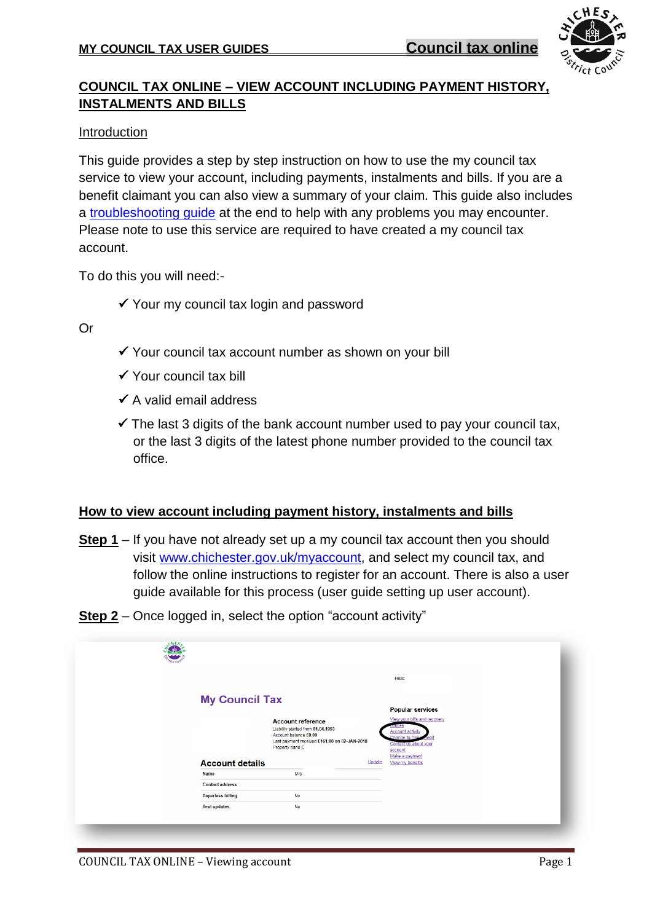# COUNCIL TAX ONLINE – VIEW ACCOUNT INCLUDING PAYMENT HISTORY, INSTALMENTS AND BILLS

## Introduction

This guide provides a step by step instruction on how to use the my council tax service to view your account, including payments, instalments and bills. If you are a benefit claimant you can also view a summary of your claim. This guide also includes a troubleshooting guide at the end to help with any problems you may encounter. Please note to use this service are required to have created a my council tax account.

To do this you will need:-

- ✓ Your my council tax login and password

Or

- ✓ Your council tax account number as shown on your bill
- ✓ Your council tax bill
- ✓ A valid email address
- ✓ The last 3 digits of the bank account number used to pay your council tax, or the last 3 digits of the latest phone number provided to the council tax office.

## How to view account including payment history, instalments and bills

**Step 1** – If you have not already set up a my council tax account then you should visit www.chichester.gov.uk/myaccount, and select my council tax, and follow the online instructions to register for an account. There is also a user guide available for this process (user guide setting up user account).

**Step 2** – Once logged in, select the option "account activity"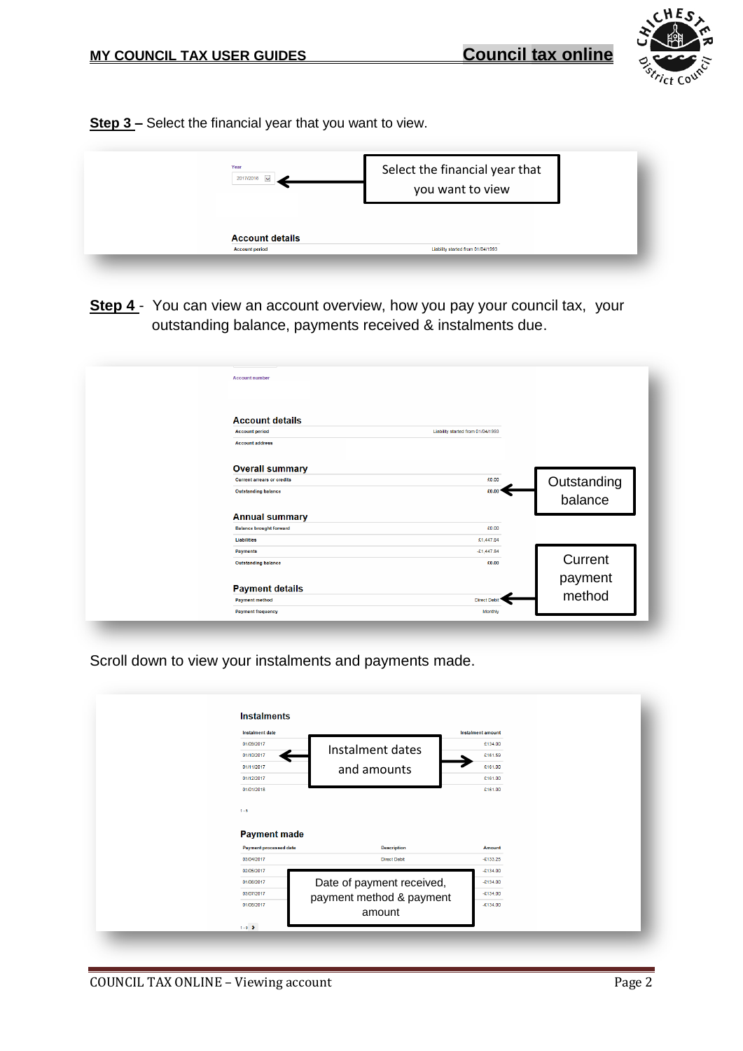**Step 3 –** Select the financial year that you want to view.

Year

2017/2018

Select the financial year that you want to view

**Account details**

| Account period | Liability started from 01/04/1993 |
|---|---|

**Step 4** - You can view an account overview, how you pay your council tax, your outstanding balance, payments received & instalments due.

Account number

**Account details**

| Account period | Liability started from 01/04/1993 |
|---|---|
| Account address | |

**Overall summary**

| Current arrears or credits | £0.00 |
|---|---|
| Outstanding balance | £0.00 |

Outstanding balance

**Annual summary**

| Balance brought forward | £0.00 |
|---|---|
| Liabilities | £1,447.84 |
| Payments | -£1,447.84 |
| Outstanding balance | £0.00 |

**Payment details**

| Payment method | Direct Debit |
|---|---|
| Payment frequency | Monthly |

Current payment method

Scroll down to view your instalments and payments made.

**Instalments**

| Instalment date | Instalment amount |
|---|---|
| 01/09/2017 | £134.00 |
| 01/10/2017 | £161.50 |
| 01/11/2017 | £161.00 |
| 01/12/2017 | £161.00 |
| 01/01/2018 | £161.00 |

1 - 5

Instalment dates and amounts

**Payment made**

| Payment processed date | Description | Amount |
|---|---|---|
| 03/04/2017 | Direct Debit | -£133.25 |
| 02/05/2017 | | -£134.00 |
| 01/06/2017 | | -£134.00 |
| 03/07/2017 | | -£134.00 |
| 01/08/2017 | | -£134.00 |

1 - 5

Date of payment received, payment method & payment amount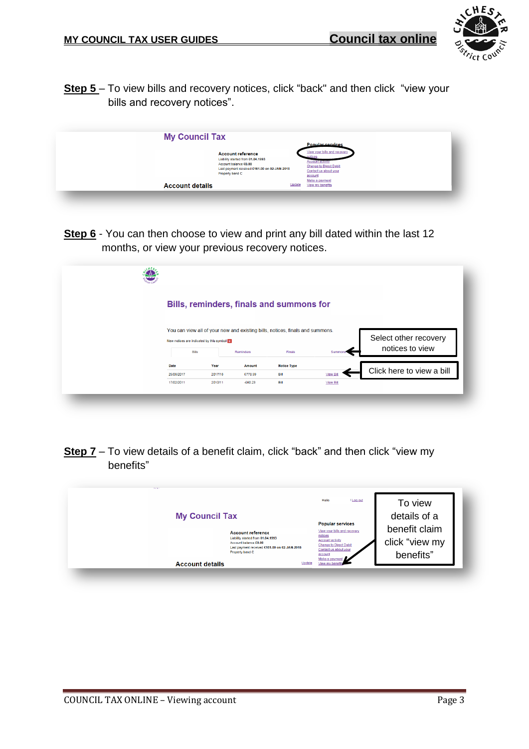**Step 5** – To view bills and recovery notices, click “back" and then click “view your bills and recovery notices”.

**Step 6** - You can then choose to view and print any bill dated within the last 12 months, or view your previous recovery notices.

**Step 7** – To view details of a benefit claim, click “back” and then click “view my benefits”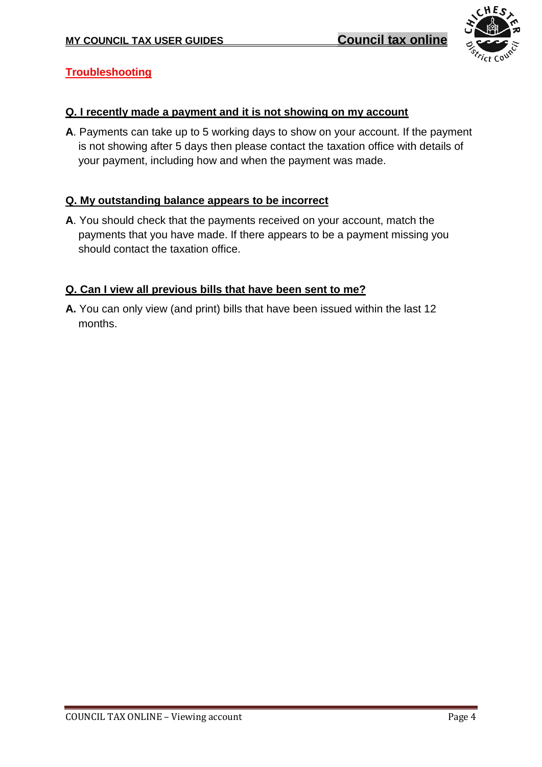## Troubleshooting

### Q. I recently made a payment and it is not showing on my account

**A**. Payments can take up to 5 working days to show on your account. If the payment is not showing after 5 days then please contact the taxation office with details of your payment, including how and when the payment was made.

### Q. My outstanding balance appears to be incorrect

**A**. You should check that the payments received on your account, match the payments that you have made. If there appears to be a payment missing you should contact the taxation office.

### Q. Can I view all previous bills that have been sent to me?

**A.** You can only view (and print) bills that have been issued within the last 12 months.